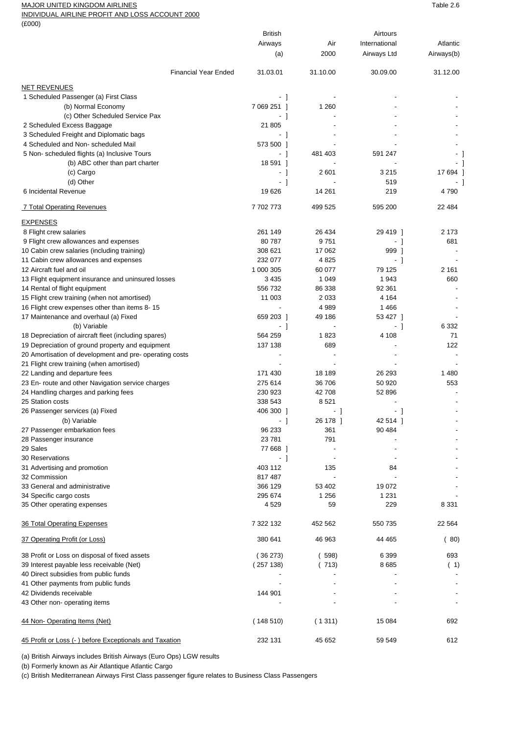MAJOR UNITED KINGDOM AIRLINES

INDIVIDUAL AIRLINE PROFIT AND LOSS ACCOUNT 2000

(£000)

Table 2.6

| | British Airways (a) | Air 2000 | Airtours International Airways Ltd | Atlantic Airways(b) |
|---|---|---|---|---|
| Financial Year Ended | 31.03.01 | 31.10.00 | 30.09.00 | 31.12.00 |
| **NET REVENUES** | | | | |
| 1 Scheduled Passenger (a) First Class | - ] | - | - | - |
| (b) Normal Economy | 7 069 251 ] | 1 260 | - | - |
| (c) Other Scheduled Service Pax | - ] | - | - | - |
| 2 Scheduled Excess Baggage | 21 805 | - | - | - |
| 3 Scheduled Freight and Diplomatic bags | - ] | - | - | - |
| 4 Scheduled and Non- scheduled Mail | 573 500 ] | - | - | - |
| 5 Non- scheduled flights (a) Inclusive Tours | - ] | 481 403 | 591 247 | - ] |
| (b) ABC other than part charter | 18 591 ] | - | - | - ] |
| (c) Cargo | - ] | 2 601 | 3 215 | 17 694 ] |
| (d) Other | - ] | - | 519 | - ] |
| 6 Incidental Revenue | 19 626 | 14 261 | 219 | 4 790 |
| 7 Total Operating Revenues | 7 702 773 | 499 525 | 595 200 | 22 484 |
| **EXPENSES** | | | | |
| 8 Flight crew salaries | 261 149 | 26 434 | 29 419 ] | 2 173 |
| 9 Flight crew allowances and expenses | 80 787 | 9 751 | - ] | 681 |
| 10 Cabin crew salaries (including training) | 308 621 | 17 062 | 999 ] | - |
| 11 Cabin crew allowances and expenses | 232 077 | 4 825 | - ] | - |
| 12 Aircraft fuel and oil | 1 000 305 | 60 077 | 79 125 | 2 161 |
| 13 Flight equipment insurance and uninsured losses | 3 435 | 1 049 | 1 943 | 660 |
| 14 Rental of flight equipment | 556 732 | 86 338 | 92 361 | - |
| 15 Flight crew training (when not amortised) | 11 003 | 2 033 | 4 164 | - |
| 16 Flight crew expenses other than items 8- 15 | - | 4 989 | 1 466 | - |
| 17 Maintenance and overhaul (a) Fixed | 659 203 ] | 49 186 | 53 427 ] | - |
| (b) Variable | - ] | - | - ] | 6 332 |
| 18 Depreciation of aircraft fleet (including spares) | 564 259 | 1 823 | 4 108 | 71 |
| 19 Depreciation of ground property and equipment | 137 138 | 689 | - | 122 |
| 20 Amortisation of development and pre- operating costs | - | - | - | - |
| 21 Flight crew training (when amortised) | - | - | - | - |
| 22 Landing and departure fees | 171 430 | 18 189 | 26 293 | 1 480 |
| 23 En- route and other Navigation service charges | 275 614 | 36 706 | 50 920 | 553 |
| 24 Handling charges and parking fees | 230 923 | 42 708 | 52 896 | - |
| 25 Station costs | 338 543 | 8 521 | - | - |
| 26 Passenger services (a) Fixed | 406 300 ] | - ] | - ] | - |
| (b) Variable | - ] | 26 178 ] | 42 514 ] | - |
| 27 Passenger embarkation fees | 96 233 | 361 | 90 484 | - |
| 28 Passenger insurance | 23 781 | 791 | - | - |
| 29 Sales | 77 668 ] | - | - | - |
| 30 Reservations | - ] | - | - | - |
| 31 Advertising and promotion | 403 112 | 135 | 84 | - |
| 32 Commission | 817 487 | - | - | - |
| 33 General and administrative | 366 129 | 53 402 | 19 072 | - |
| 34 Specific cargo costs | 295 674 | 1 256 | 1 231 | - |
| 35 Other operating expenses | 4 529 | 59 | 229 | 8 331 |
| 36 Total Operating Expenses | 7 322 132 | 452 562 | 550 735 | 22 564 |
| 37 Operating Profit (or Loss) | 380 641 | 46 963 | 44 465 | ( 80) |
| 38 Profit or Loss on disposal of fixed assets | ( 36 273) | ( 598) | 6 399 | 693 |
| 39 Interest payable less receivable (Net) | ( 257 138) | ( 713) | 8 685 | ( 1) |
| 40 Direct subsidies from public funds | - | - | - | - |
| 41 Other payments from public funds | - | - | - | - |
| 42 Dividends receivable | 144 901 | - | - | - |
| 43 Other non- operating items | - | - | - | - |
| 44 Non- Operating Items (Net) | ( 148 510) | ( 1 311) | 15 084 | 692 |
| 45 Profit or Loss (- ) before Exceptionals and Taxation | 232 131 | 45 652 | 59 549 | 612 |

(a) British Airways includes British Airways (Euro Ops) LGW results

(b) Formerly known as Air Atlantique Atlantic Cargo

(c) British Mediterranean Airways First Class passenger figure relates to Business Class Passengers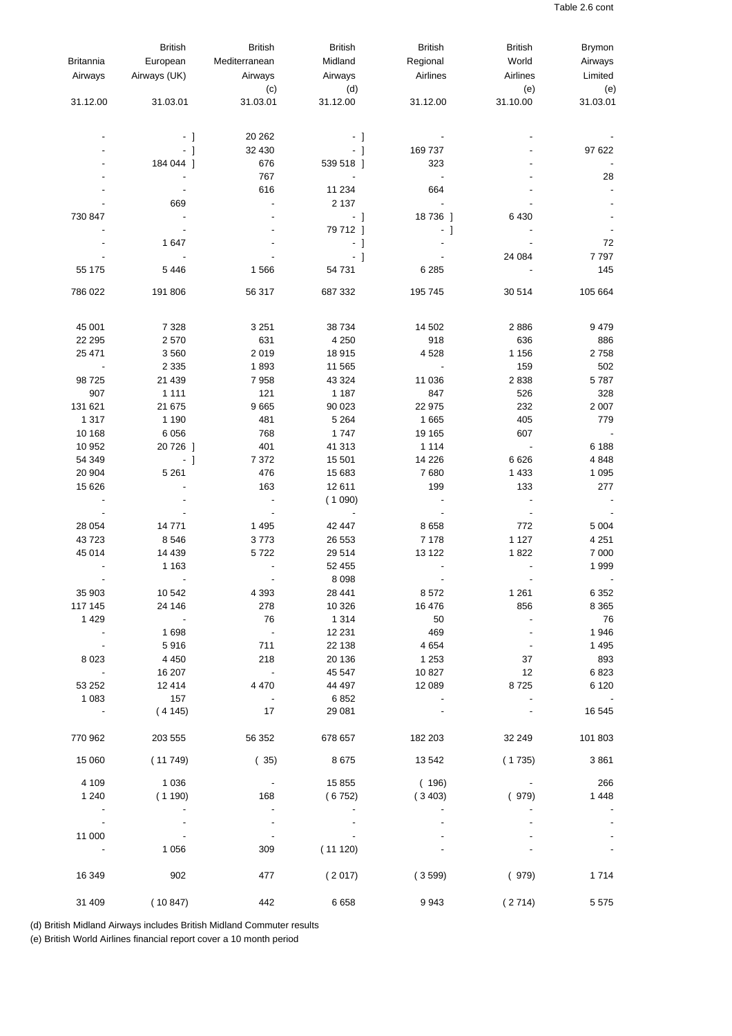Table 2.6 cont

| Britannia Airways | British European Airways (UK) | British Mediterranean Airways (c) | British Midland Airways (d) | British Regional Airlines | British World Airlines (e) | Brymon Airways Limited (e) |
|---|---|---|---|---|---|---|
| 31.12.00 | 31.03.01 | 31.03.01 | 31.12.00 | 31.12.00 | 31.10.00 | 31.03.01 |
| - | - ] | 20 262 | - ] | - | - | - |
| - | - ] | 32 430 | - ] | 169 737 | - | 97 622 |
| - | 184 044 ] | 676 | 539 518 ] | 323 | - | - |
| - | - | 767 | - | - | - | 28 |
| - | - | 616 | 11 234 | 664 | - | - |
| - | 669 | - | 2 137 | - | - | - |
| 730 847 | - | - | - ] | 18 736 ] | 6 430 | - |
| - | - | - | 79 712 ] | - ] | - | - |
| - | 1 647 | - | - ] | - | - | 72 |
| - | - | - | - ] | - | 24 084 | 7 797 |
| 55 175 | 5 446 | 1 566 | 54 731 | 6 285 | - | 145 |
| 786 022 | 191 806 | 56 317 | 687 332 | 195 745 | 30 514 | 105 664 |
| 45 001 | 7 328 | 3 251 | 38 734 | 14 502 | 2 886 | 9 479 |
| 22 295 | 2 570 | 631 | 4 250 | 918 | 636 | 886 |
| 25 471 | 3 560 | 2 019 | 18 915 | 4 528 | 1 156 | 2 758 |
| - | 2 335 | 1 893 | 11 565 | - | 159 | 502 |
| 98 725 | 21 439 | 7 958 | 43 324 | 11 036 | 2 838 | 5 787 |
| 907 | 1 111 | 121 | 1 187 | 847 | 526 | 328 |
| 131 621 | 21 675 | 9 665 | 90 023 | 22 975 | 232 | 2 007 |
| 1 317 | 1 190 | 481 | 5 264 | 1 665 | 405 | 779 |
| 10 168 | 6 056 | 768 | 1 747 | 19 165 | 607 | - |
| 10 952 | 20 726 ] | 401 | 41 313 | 1 114 | - | 6 188 |
| 54 349 | - ] | 7 372 | 15 501 | 14 226 | 6 626 | 4 848 |
| 20 904 | 5 261 | 476 | 15 683 | 7 680 | 1 433 | 1 095 |
| 15 626 | - | 163 | 12 611 | 199 | 133 | 277 |
| - | - | - | ( 1 090) | - | - | - |
| - | - | - | - | - | - | - |
| 28 054 | 14 771 | 1 495 | 42 447 | 8 658 | 772 | 5 004 |
| 43 723 | 8 546 | 3 773 | 26 553 | 7 178 | 1 127 | 4 251 |
| 45 014 | 14 439 | 5 722 | 29 514 | 13 122 | 1 822 | 7 000 |
| - | 1 163 | - | 52 455 | - | - | 1 999 |
| - | - | - | 8 098 | - | - | - |
| 35 903 | 10 542 | 4 393 | 28 441 | 8 572 | 1 261 | 6 352 |
| 117 145 | 24 146 | 278 | 10 326 | 16 476 | 856 | 8 365 |
| 1 429 | - | 76 | 1 314 | 50 | - | 76 |
| - | 1 698 | - | 12 231 | 469 | - | 1 946 |
| - | 5 916 | 711 | 22 138 | 4 654 | - | 1 495 |
| 8 023 | 4 450 | 218 | 20 136 | 1 253 | 37 | 893 |
| - | 16 207 | - | 45 547 | 10 827 | 12 | 6 823 |
| 53 252 | 12 414 | 4 470 | 44 497 | 12 089 | 8 725 | 6 120 |
| 1 083 | 157 | - | 6 852 | - | - | - |
| - | ( 4 145) | 17 | 29 081 | - | - | 16 545 |
| 770 962 | 203 555 | 56 352 | 678 657 | 182 203 | 32 249 | 101 803 |
| 15 060 | ( 11 749) | ( 35) | 8 675 | 13 542 | ( 1 735) | 3 861 |
| 4 109 | 1 036 | - | 15 855 | ( 196) | - | 266 |
| 1 240 | ( 1 190) | 168 | ( 6 752) | ( 3 403) | ( 979) | 1 448 |
| - | - | - | - | - | - | - |
| - | - | - | - | - | - | - |
| 11 000 | - | - | - | - | - | - |
| - | 1 056 | 309 | ( 11 120) | - | - | - |
| 16 349 | 902 | 477 | ( 2 017) | ( 3 599) | ( 979) | 1 714 |
| 31 409 | ( 10 847) | 442 | 6 658 | 9 943 | ( 2 714) | 5 575 |

(d) British Midland Airways includes British Midland Commuter results
(e) British World Airlines financial report cover a 10 month period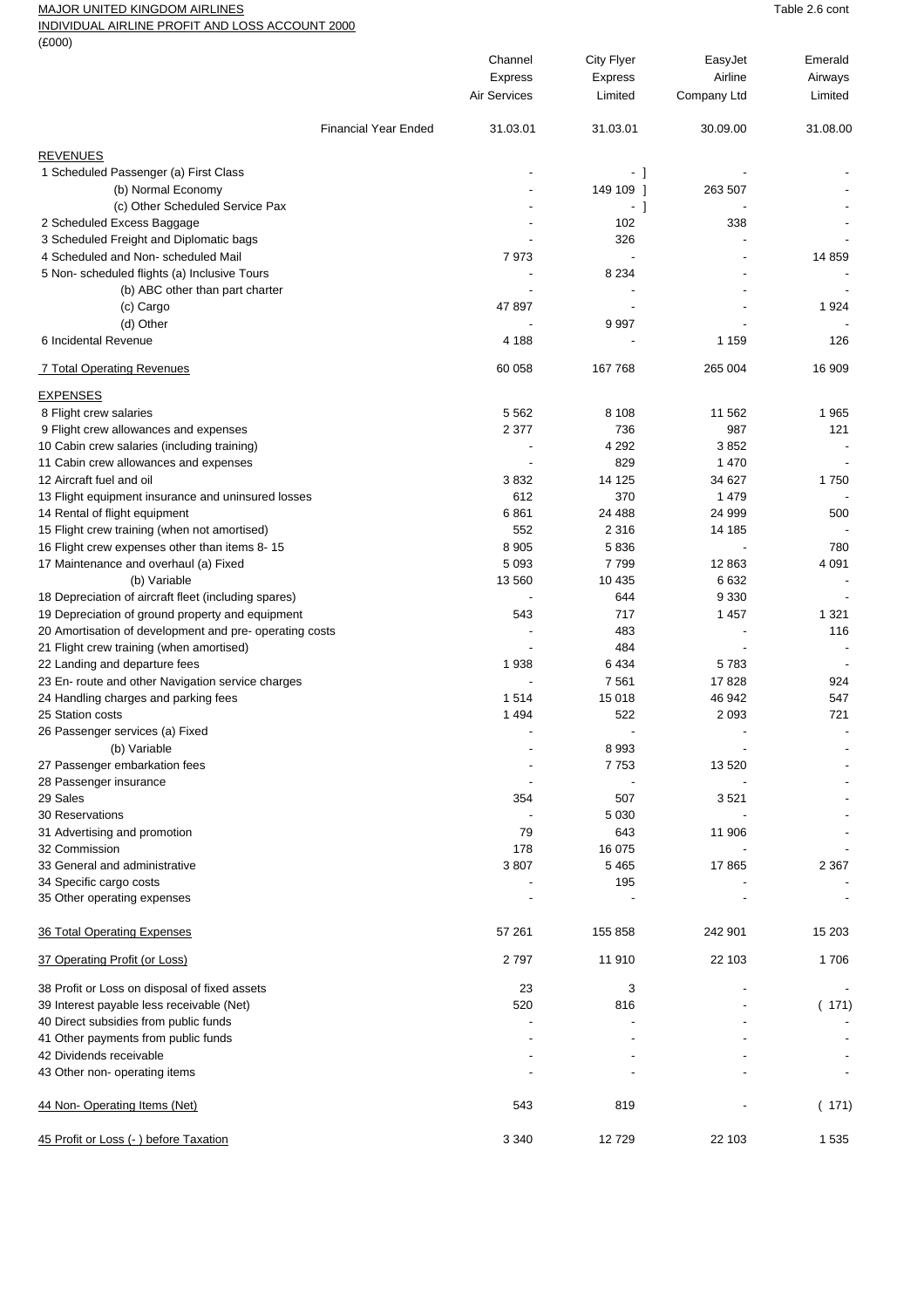MAJOR UNITED KINGDOM AIRLINES

INDIVIDUAL AIRLINE PROFIT AND LOSS ACCOUNT 2000

(£000)

Table 2.6 cont

| | Channel Express Air Services | City Flyer Express Limited | EasyJet Airline Company Ltd | Emerald Airways Limited |
|---|---|---|---|---|
| Financial Year Ended | 31.03.01 | 31.03.01 | 30.09.00 | 31.08.00 |
| **REVENUES** | | | | |
| 1 Scheduled Passenger (a) First Class | - | - ] | - | - |
| (b) Normal Economy | - | 149 109 ] | 263 507 | - |
| (c) Other Scheduled Service Pax | - | - ] | - | - |
| 2 Scheduled Excess Baggage | - | 102 | 338 | - |
| 3 Scheduled Freight and Diplomatic bags | - | 326 | - | - |
| 4 Scheduled and Non- scheduled Mail | 7 973 | - | - | 14 859 |
| 5 Non- scheduled flights (a) Inclusive Tours | - | 8 234 | - | - |
| (b) ABC other than part charter | - | - | - | - |
| (c) Cargo | 47 897 | - | - | 1 924 |
| (d) Other | - | 9 997 | - | - |
| 6 Incidental Revenue | 4 188 | - | 1 159 | 126 |
| 7 Total Operating Revenues | 60 058 | 167 768 | 265 004 | 16 909 |
| **EXPENSES** | | | | |
| 8 Flight crew salaries | 5 562 | 8 108 | 11 562 | 1 965 |
| 9 Flight crew allowances and expenses | 2 377 | 736 | 987 | 121 |
| 10 Cabin crew salaries (including training) | - | 4 292 | 3 852 | - |
| 11 Cabin crew allowances and expenses | - | 829 | 1 470 | - |
| 12 Aircraft fuel and oil | 3 832 | 14 125 | 34 627 | 1 750 |
| 13 Flight equipment insurance and uninsured losses | 612 | 370 | 1 479 | - |
| 14 Rental of flight equipment | 6 861 | 24 488 | 24 999 | 500 |
| 15 Flight crew training (when not amortised) | 552 | 2 316 | 14 185 | - |
| 16 Flight crew expenses other than items 8- 15 | 8 905 | 5 836 | - | 780 |
| 17 Maintenance and overhaul (a) Fixed | 5 093 | 7 799 | 12 863 | 4 091 |
| (b) Variable | 13 560 | 10 435 | 6 632 | - |
| 18 Depreciation of aircraft fleet (including spares) | - | 644 | 9 330 | - |
| 19 Depreciation of ground property and equipment | 543 | 717 | 1 457 | 1 321 |
| 20 Amortisation of development and pre- operating costs | - | 483 | - | 116 |
| 21 Flight crew training (when amortised) | - | 484 | - | - |
| 22 Landing and departure fees | 1 938 | 6 434 | 5 783 | - |
| 23 En- route and other Navigation service charges | - | 7 561 | 17 828 | 924 |
| 24 Handling charges and parking fees | 1 514 | 15 018 | 46 942 | 547 |
| 25 Station costs | 1 494 | 522 | 2 093 | 721 |
| 26 Passenger services (a) Fixed | - | - | - | - |
| (b) Variable | - | 8 993 | - | - |
| 27 Passenger embarkation fees | - | 7 753 | 13 520 | - |
| 28 Passenger insurance | - | - | - | - |
| 29 Sales | 354 | 507 | 3 521 | - |
| 30 Reservations | - | 5 030 | - | - |
| 31 Advertising and promotion | 79 | 643 | 11 906 | - |
| 32 Commission | 178 | 16 075 | - | - |
| 33 General and administrative | 3 807 | 5 465 | 17 865 | 2 367 |
| 34 Specific cargo costs | - | 195 | - | - |
| 35 Other operating expenses | - | - | - | - |
| 36 Total Operating Expenses | 57 261 | 155 858 | 242 901 | 15 203 |
| 37 Operating Profit (or Loss) | 2 797 | 11 910 | 22 103 | 1 706 |
| 38 Profit or Loss on disposal of fixed assets | 23 | 3 | - | - |
| 39 Interest payable less receivable (Net) | 520 | 816 | - | ( 171) |
| 40 Direct subsidies from public funds | - | - | - | - |
| 41 Other payments from public funds | - | - | - | - |
| 42 Dividends receivable | - | - | - | - |
| 43 Other non- operating items | - | - | - | - |
| 44 Non- Operating Items (Net) | 543 | 819 | - | ( 171) |
| 45 Profit or Loss (- ) before Taxation | 3 340 | 12 729 | 22 103 | 1 535 |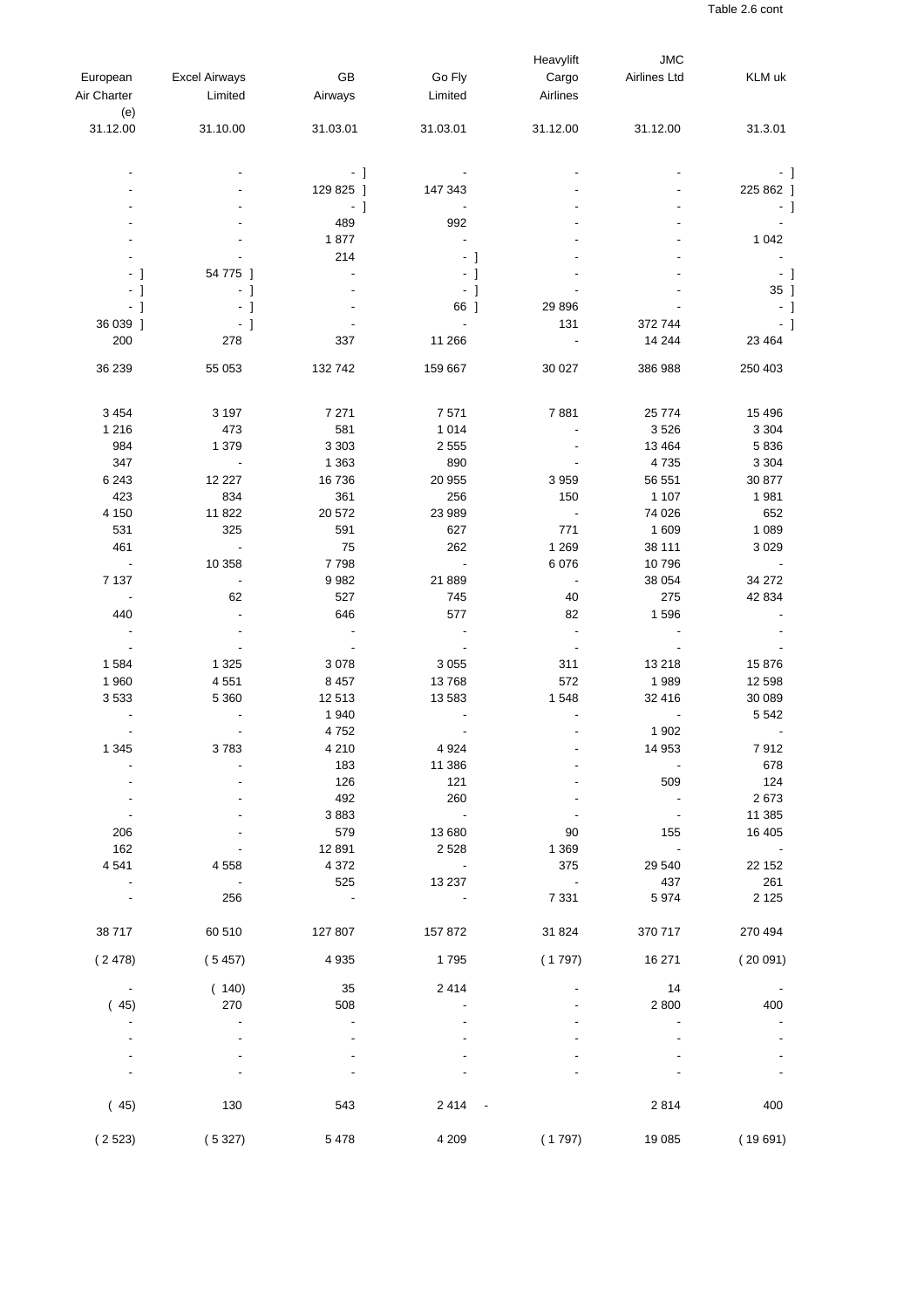Table 2.6 cont

| European Air Charter (e) | Excel Airways Limited | GB Airways | Go Fly Limited | Heavylift Cargo Airlines | JMC Airlines Ltd | KLM uk |
|---|---|---|---|---|---|---|
| 31.12.00 | 31.10.00 | 31.03.01 | 31.03.01 | 31.12.00 | 31.12.00 | 31.3.01 |
| - | - | - ] | - | - | - | - ] |
| - | - | 129 825 ] | 147 343 | - | - | 225 862 ] |
| - | - | - ] | - | - | - | - ] |
| - | - | 489 | 992 | - | - | - |
| - | - | 1 877 | - | - | - | 1 042 |
| - | - | 214 | - ] | - | - | - |
| - ] | 54 775 ] | - | - ] | - | - | - ] |
| - ] | - ] | - | - ] | - | - | 35 ] |
| - ] | - ] | - | 66 ] | 29 896 | - | - ] |
| 36 039 ] | - ] | - | - | 131 | 372 744 | - ] |
| 200 | 278 | 337 | 11 266 | - | 14 244 | 23 464 |
| 36 239 | 55 053 | 132 742 | 159 667 | 30 027 | 386 988 | 250 403 |
| 3 454 | 3 197 | 7 271 | 7 571 | 7 881 | 25 774 | 15 496 |
| 1 216 | 473 | 581 | 1 014 | - | 3 526 | 3 304 |
| 984 | 1 379 | 3 303 | 2 555 | - | 13 464 | 5 836 |
| 347 | - | 1 363 | 890 | - | 4 735 | 3 304 |
| 6 243 | 12 227 | 16 736 | 20 955 | 3 959 | 56 551 | 30 877 |
| 423 | 834 | 361 | 256 | 150 | 1 107 | 1 981 |
| 4 150 | 11 822 | 20 572 | 23 989 | - | 74 026 | 652 |
| 531 | 325 | 591 | 627 | 771 | 1 609 | 1 089 |
| 461 | - | 75 | 262 | 1 269 | 38 111 | 3 029 |
| - | 10 358 | 7 798 | - | 6 076 | 10 796 | - |
| 7 137 | - | 9 982 | 21 889 | - | 38 054 | 34 272 |
| - | 62 | 527 | 745 | 40 | 275 | 42 834 |
| 440 | - | 646 | 577 | 82 | 1 596 | - |
| - | - | - | - | - | - | - |
| - | - | - | - | - | - | - |
| 1 584 | 1 325 | 3 078 | 3 055 | 311 | 13 218 | 15 876 |
| 1 960 | 4 551 | 8 457 | 13 768 | 572 | 1 989 | 12 598 |
| 3 533 | 5 360 | 12 513 | 13 583 | 1 548 | 32 416 | 30 089 |
| - | - | 1 940 | - | - | - | 5 542 |
| - | - | 4 752 | - | - | 1 902 | - |
| 1 345 | 3 783 | 4 210 | 4 924 | - | 14 953 | 7 912 |
| - | - | 183 | 11 386 | - | - | 678 |
| - | - | 126 | 121 | - | 509 | 124 |
| - | - | 492 | 260 | - | - | 2 673 |
| - | - | 3 883 | - | - | - | 11 385 |
| 206 | - | 579 | 13 680 | 90 | 155 | 16 405 |
| 162 | - | 12 891 | 2 528 | 1 369 | - | - |
| 4 541 | 4 558 | 4 372 | - | 375 | 29 540 | 22 152 |
| - | - | 525 | 13 237 | - | 437 | 261 |
| - | 256 | - | - | 7 331 | 5 974 | 2 125 |
| 38 717 | 60 510 | 127 807 | 157 872 | 31 824 | 370 717 | 270 494 |
| ( 2 478) | ( 5 457) | 4 935 | 1 795 | ( 1 797) | 16 271 | ( 20 091) |
| - | ( 140) | 35 | 2 414 | - | 14 | - |
| ( 45) | 270 | 508 | - | - | 2 800 | 400 |
| - | - | - | - | - | - | - |
| - | - | - | - | - | - | - |
| - | - | - | - | - | - | - |
| - | - | - | - | - | - | - |
| ( 45) | 130 | 543 | 2 414 | - | 2 814 | 400 |
| ( 2 523) | ( 5 327) | 5 478 | 4 209 | ( 1 797) | 19 085 | ( 19 691) |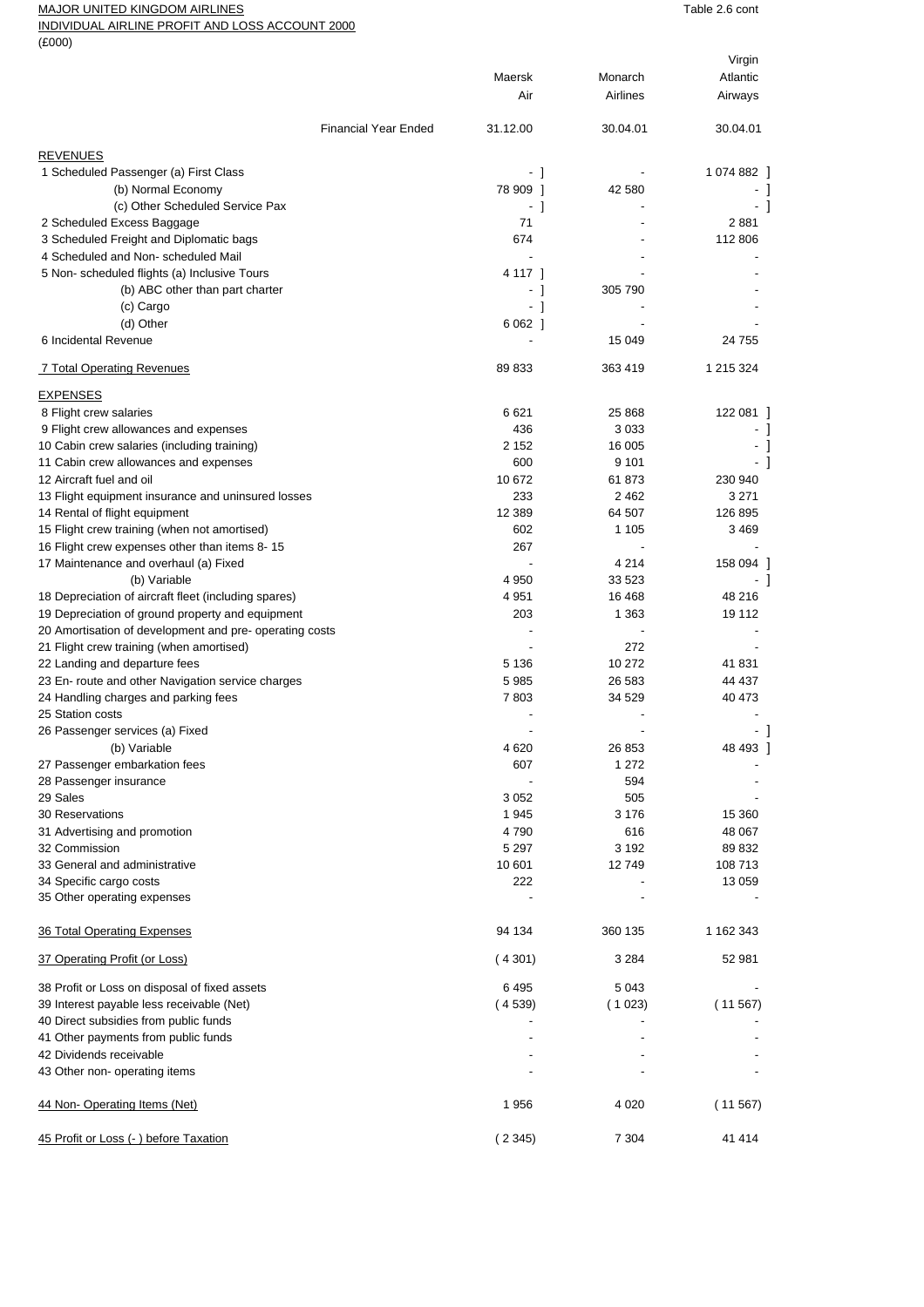MAJOR UNITED KINGDOM AIRLINES

INDIVIDUAL AIRLINE PROFIT AND LOSS ACCOUNT 2000

(£000)

Table 2.6 cont

| | Maersk Air | Monarch Airlines | Virgin Atlantic Airways |
|---|---|---|---|
| Financial Year Ended | 31.12.00 | 30.04.01 | 30.04.01 |
| **REVENUES** | | | |
| 1 Scheduled Passenger (a) First Class | - ] | - | 1 074 882 ] |
| (b) Normal Economy | 78 909 ] | 42 580 | - ] |
| (c) Other Scheduled Service Pax | - ] | - | - ] |
| 2 Scheduled Excess Baggage | 71 | - | 2 881 |
| 3 Scheduled Freight and Diplomatic bags | 674 | - | 112 806 |
| 4 Scheduled and Non- scheduled Mail | - | - | - |
| 5 Non- scheduled flights (a) Inclusive Tours | 4 117 ] | - | - |
| (b) ABC other than part charter | - ] | 305 790 | - |
| (c) Cargo | - ] | - | - |
| (d) Other | 6 062 ] | - | - |
| 6 Incidental Revenue | - | 15 049 | 24 755 |
| 7 Total Operating Revenues | 89 833 | 363 419 | 1 215 324 |
| **EXPENSES** | | | |
| 8 Flight crew salaries | 6 621 | 25 868 | 122 081 ] |
| 9 Flight crew allowances and expenses | 436 | 3 033 | - ] |
| 10 Cabin crew salaries (including training) | 2 152 | 16 005 | - ] |
| 11 Cabin crew allowances and expenses | 600 | 9 101 | - ] |
| 12 Aircraft fuel and oil | 10 672 | 61 873 | 230 940 |
| 13 Flight equipment insurance and uninsured losses | 233 | 2 462 | 3 271 |
| 14 Rental of flight equipment | 12 389 | 64 507 | 126 895 |
| 15 Flight crew training (when not amortised) | 602 | 1 105 | 3 469 |
| 16 Flight crew expenses other than items 8- 15 | 267 | - | - |
| 17 Maintenance and overhaul (a) Fixed | - | 4 214 | 158 094 ] |
| (b) Variable | 4 950 | 33 523 | - ] |
| 18 Depreciation of aircraft fleet (including spares) | 4 951 | 16 468 | 48 216 |
| 19 Depreciation of ground property and equipment | 203 | 1 363 | 19 112 |
| 20 Amortisation of development and pre- operating costs | - | - | - |
| 21 Flight crew training (when amortised) | - | 272 | - |
| 22 Landing and departure fees | 5 136 | 10 272 | 41 831 |
| 23 En- route and other Navigation service charges | 5 985 | 26 583 | 44 437 |
| 24 Handling charges and parking fees | 7 803 | 34 529 | 40 473 |
| 25 Station costs | - | - | - |
| 26 Passenger services (a) Fixed | - | - | - ] |
| (b) Variable | 4 620 | 26 853 | 48 493 ] |
| 27 Passenger embarkation fees | 607 | 1 272 | - |
| 28 Passenger insurance | - | 594 | - |
| 29 Sales | 3 052 | 505 | - |
| 30 Reservations | 1 945 | 3 176 | 15 360 |
| 31 Advertising and promotion | 4 790 | 616 | 48 067 |
| 32 Commission | 5 297 | 3 192 | 89 832 |
| 33 General and administrative | 10 601 | 12 749 | 108 713 |
| 34 Specific cargo costs | 222 | - | 13 059 |
| 35 Other operating expenses | - | - | - |
| 36 Total Operating Expenses | 94 134 | 360 135 | 1 162 343 |
| 37 Operating Profit (or Loss) | ( 4 301) | 3 284 | 52 981 |
| 38 Profit or Loss on disposal of fixed assets | 6 495 | 5 043 | - |
| 39 Interest payable less receivable (Net) | ( 4 539) | ( 1 023) | ( 11 567) |
| 40 Direct subsidies from public funds | - | - | - |
| 41 Other payments from public funds | - | - | - |
| 42 Dividends receivable | - | - | - |
| 43 Other non- operating items | - | - | - |
| 44 Non- Operating Items (Net) | 1 956 | 4 020 | ( 11 567) |
| 45 Profit or Loss (- ) before Taxation | ( 2 345) | 7 304 | 41 414 |